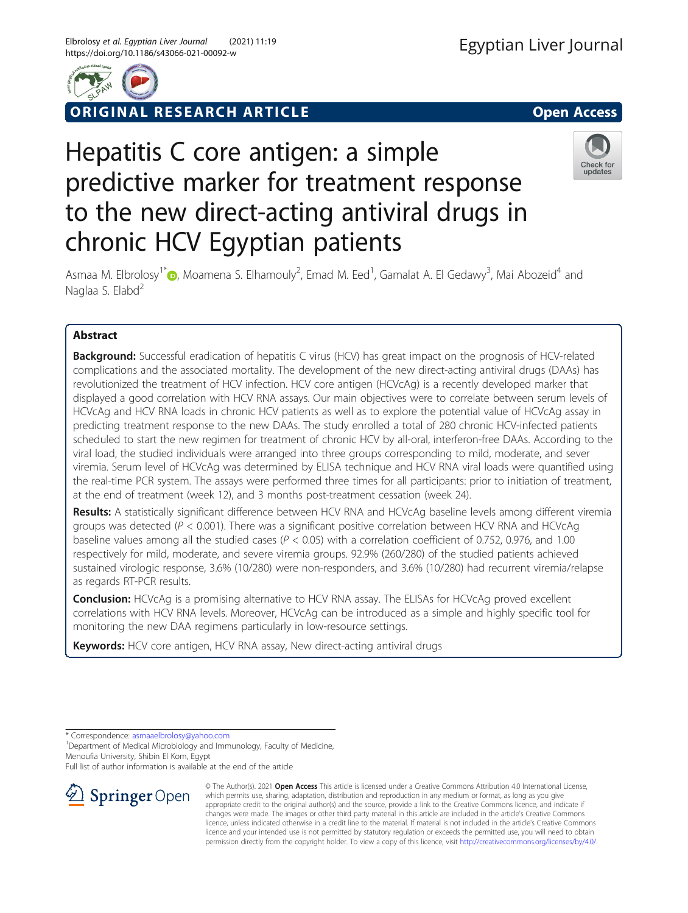ORIGINAL RESEARCH ARTICLE

Open Access

# Hepatitis C core antigen: a simple predictive marker for treatment response to the new direct-acting antiviral drugs in chronic HCV Egyptian patients

Asmaa M. Elbrolosy[1*], Moamena S. Elhamouly[2], Emad M. Eed[1], Gamalat A. El Gedawy[3], Mai Abozeid[4] and Naglaa S. Elabd[2]

## Abstract

**Background:** Successful eradication of hepatitis C virus (HCV) has great impact on the prognosis of HCV-related complications and the associated mortality. The development of the new direct-acting antiviral drugs (DAAs) has revolutionized the treatment of HCV infection. HCV core antigen (HCVcAg) is a recently developed marker that displayed a good correlation with HCV RNA assays. Our main objectives were to correlate between serum levels of HCVcAg and HCV RNA loads in chronic HCV patients as well as to explore the potential value of HCVcAg assay in predicting treatment response to the new DAAs. The study enrolled a total of 280 chronic HCV-infected patients scheduled to start the new regimen for treatment of chronic HCV by all-oral, interferon-free DAAs. According to the viral load, the studied individuals were arranged into three groups corresponding to mild, moderate, and sever viremia. Serum level of HCVcAg was determined by ELISA technique and HCV RNA viral loads were quantified using the real-time PCR system. The assays were performed three times for all participants: prior to initiation of treatment, at the end of treatment (week 12), and 3 months post-treatment cessation (week 24).

**Results:** A statistically significant difference between HCV RNA and HCVcAg baseline levels among different viremia groups was detected ($P < 0.001$). There was a significant positive correlation between HCV RNA and HCVcAg baseline values among all the studied cases ($P < 0.05$) with a correlation coefficient of 0.752, 0.976, and 1.00 respectively for mild, moderate, and severe viremia groups. 92.9% (260/280) of the studied patients achieved sustained virologic response, 3.6% (10/280) were non-responders, and 3.6% (10/280) had recurrent viremia/relapse as regards RT-PCR results.

**Conclusion:** HCVcAg is a promising alternative to HCV RNA assay. The ELISAs for HCVcAg proved excellent correlations with HCV RNA levels. Moreover, HCVcAg can be introduced as a simple and highly specific tool for monitoring the new DAA regimens particularly in low-resource settings.

**Keywords:** HCV core antigen, HCV RNA assay, New direct-acting antiviral drugs

* Correspondence: asmaaelbrolosy@yahoo.com

[1]Department of Medical Microbiology and Immunology, Faculty of Medicine, Menoufia University, Shibin El Kom, Egypt

Full list of author information is available at the end of the article

© The Author(s). 2021 **Open Access** This article is licensed under a Creative Commons Attribution 4.0 International License, which permits use, sharing, adaptation, distribution and reproduction in any medium or format, as long as you give appropriate credit to the original author(s) and the source, provide a link to the Creative Commons licence, and indicate if changes were made. The images or other third party material in this article are included in the article's Creative Commons licence, unless indicated otherwise in a credit line to the material. If material is not included in the article's Creative Commons licence and your intended use is not permitted by statutory regulation or exceeds the permitted use, you will need to obtain permission directly from the copyright holder. To view a copy of this licence, visit http://creativecommons.org/licenses/by/4.0/.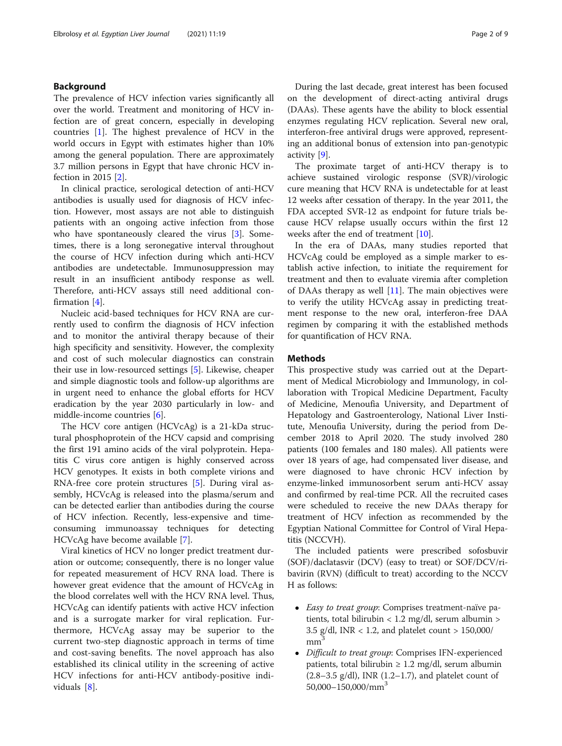## Background

The prevalence of HCV infection varies significantly all over the world. Treatment and monitoring of HCV infection are of great concern, especially in developing countries [1]. The highest prevalence of HCV in the world occurs in Egypt with estimates higher than 10% among the general population. There are approximately 3.7 million persons in Egypt that have chronic HCV infection in 2015 [2].

In clinical practice, serological detection of anti-HCV antibodies is usually used for diagnosis of HCV infection. However, most assays are not able to distinguish patients with an ongoing active infection from those who have spontaneously cleared the virus [3]. Sometimes, there is a long seronegative interval throughout the course of HCV infection during which anti-HCV antibodies are undetectable. Immunosuppression may result in an insufficient antibody response as well. Therefore, anti-HCV assays still need additional confirmation [4].

Nucleic acid-based techniques for HCV RNA are currently used to confirm the diagnosis of HCV infection and to monitor the antiviral therapy because of their high specificity and sensitivity. However, the complexity and cost of such molecular diagnostics can constrain their use in low-resourced settings [5]. Likewise, cheaper and simple diagnostic tools and follow-up algorithms are in urgent need to enhance the global efforts for HCV eradication by the year 2030 particularly in low- and middle-income countries [6].

The HCV core antigen (HCVcAg) is a 21-kDa structural phosphoprotein of the HCV capsid and comprising the first 191 amino acids of the viral polyprotein. Hepatitis C virus core antigen is highly conserved across HCV genotypes. It exists in both complete virions and RNA-free core protein structures [5]. During viral assembly, HCVcAg is released into the plasma/serum and can be detected earlier than antibodies during the course of HCV infection. Recently, less-expensive and time-consuming immunoassay techniques for detecting HCVcAg have become available [7].

Viral kinetics of HCV no longer predict treatment duration or outcome; consequently, there is no longer value for repeated measurement of HCV RNA load. There is however great evidence that the amount of HCVcAg in the blood correlates well with the HCV RNA level. Thus, HCVcAg can identify patients with active HCV infection and is a surrogate marker for viral replication. Furthermore, HCVcAg assay may be superior to the current two-step diagnostic approach in terms of time and cost-saving benefits. The novel approach has also established its clinical utility in the screening of active HCV infections for anti-HCV antibody-positive individuals [8].

During the last decade, great interest has been focused on the development of direct-acting antiviral drugs (DAAs). These agents have the ability to block essential enzymes regulating HCV replication. Several new oral, interferon-free antiviral drugs were approved, representing an additional bonus of extension into pan-genotypic activity [9].

The proximate target of anti-HCV therapy is to achieve sustained virologic response (SVR)/virologic cure meaning that HCV RNA is undetectable for at least 12 weeks after cessation of therapy. In the year 2011, the FDA accepted SVR-12 as endpoint for future trials because HCV relapse usually occurs within the first 12 weeks after the end of treatment [10].

In the era of DAAs, many studies reported that HCVcAg could be employed as a simple marker to establish active infection, to initiate the requirement for treatment and then to evaluate viremia after completion of DAAs therapy as well [11]. The main objectives were to verify the utility HCVcAg assay in predicting treatment response to the new oral, interferon-free DAA regimen by comparing it with the established methods for quantification of HCV RNA.

## Methods

This prospective study was carried out at the Department of Medical Microbiology and Immunology, in collaboration with Tropical Medicine Department, Faculty of Medicine, Menoufia University, and Department of Hepatology and Gastroenterology, National Liver Institute, Menoufia University, during the period from December 2018 to April 2020. The study involved 280 patients (100 females and 180 males). All patients were over 18 years of age, had compensated liver disease, and were diagnosed to have chronic HCV infection by enzyme-linked immunosorbent serum anti-HCV assay and confirmed by real-time PCR. All the recruited cases were scheduled to receive the new DAAs therapy for treatment of HCV infection as recommended by the Egyptian National Committee for Control of Viral Hepatitis (NCCVH).

The included patients were prescribed sofosbuvir (SOF)/daclatasvir (DCV) (easy to treat) or SOF/DCV/ribavirin (RVN) (difficult to treat) according to the NCCVH as follows:

- *Easy to treat group*: Comprises treatment-naïve patients, total bilirubin < 1.2 mg/dl, serum albumin > 3.5 g/dl, INR < 1.2, and platelet count > 150,000/$mm^3$
- *Difficult to treat group*: Comprises IFN-experienced patients, total bilirubin ≥ 1.2 mg/dl, serum albumin (2.8–3.5 g/dl), INR (1.2–1.7), and platelet count of 50,000–150,000/$mm^3$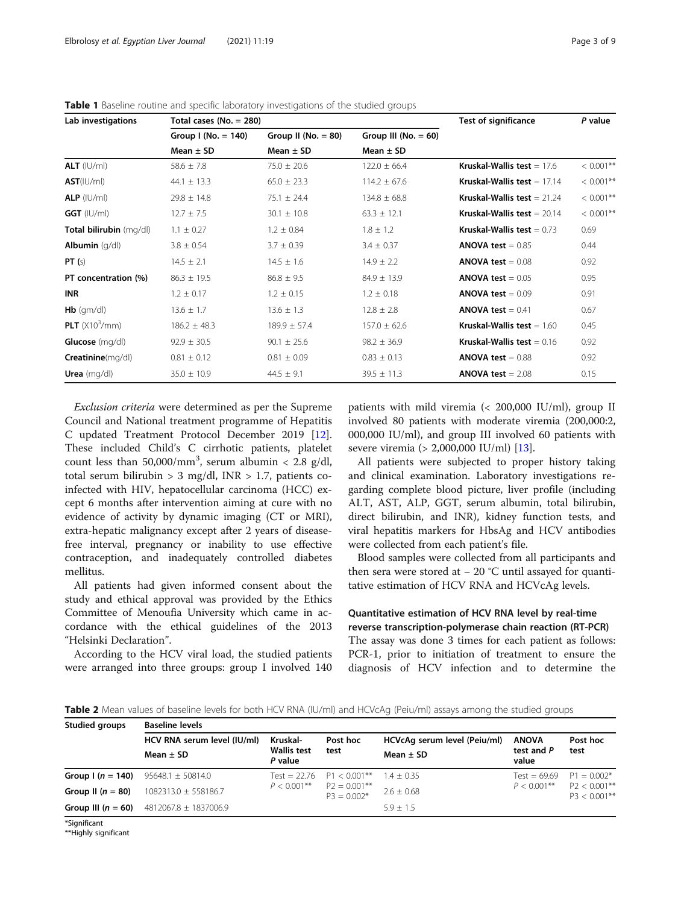**Table 1** Baseline routine and specific laboratory investigations of the studied groups

| Lab investigations | Total cases (No. = 280) | | | Test of significance | P value |
|---|---|---|---|---|---|
| | Group I (No. = 140) | Group II (No. = 80) | Group III (No. = 60) | | |
| | Mean ± SD | Mean ± SD | Mean ± SD | | |
| **ALT** (IU/ml) | 58.6 ± 7.8 | 75.0 ± 20.6 | 122.0 ± 66.4 | **Kruskal-Wallis test** = 17.6 | < 0.001** |
| **AST**(IU/ml) | 44.1 ± 13.3 | 65.0 ± 23.3 | 114.2 ± 67.6 | **Kruskal-Wallis test** = 17.14 | < 0.001** |
| **ALP** (IU/ml) | 29.8 ± 14.8 | 75.1 ± 24.4 | 134.8 ± 68.8 | **Kruskal-Wallis test** = 21.24 | < 0.001** |
| **GGT** (IU/ml) | 12.7 ± 7.5 | 30.1 ± 10.8 | 63.3 ± 12.1 | **Kruskal-Wallis test** = 20.14 | < 0.001** |
| **Total bilirubin** (mg/dl) | 1.1 ± 0.27 | 1.2 ± 0.84 | 1.8 ± 1.2 | **Kruskal-Wallis test** = 0.73 | 0.69 |
| **Albumin** (g/dl) | 3.8 ± 0.54 | 3.7 ± 0.39 | 3.4 ± 0.37 | **ANOVA test** = 0.85 | 0.44 |
| **PT** (s) | 14.5 ± 2.1 | 14.5 ± 1.6 | 14.9 ± 2.2 | **ANOVA test** = 0.08 | 0.92 |
| **PT concentration (%)** | 86.3 ± 19.5 | 86.8 ± 9.5 | 84.9 ± 13.9 | **ANOVA test** = 0.05 | 0.95 |
| **INR** | 1.2 ± 0.17 | 1.2 ± 0.15 | 1.2 ± 0.18 | **ANOVA test** = 0.09 | 0.91 |
| **Hb** (gm/dl) | 13.6 ± 1.7 | 13.6 ± 1.3 | 12.8 ± 2.8 | **ANOVA test** = 0.41 | 0.67 |
| **PLT** ($X10^3$/mm) | 186.2 ± 48.3 | 189.9 ± 57.4 | 157.0 ± 62.6 | **Kruskal-Wallis test** = 1.60 | 0.45 |
| **Glucose** (mg/dl) | 92.9 ± 30.5 | 90.1 ± 25.6 | 98.2 ± 36.9 | **Kruskal-Wallis test** = 0.16 | 0.92 |
| **Creatinine**(mg/dl) | 0.81 ± 0.12 | 0.81 ± 0.09 | 0.83 ± 0.13 | **ANOVA test** = 0.88 | 0.92 |
| **Urea** (mg/dl) | 35.0 ± 10.9 | 44.5 ± 9.1 | 39.5 ± 11.3 | **ANOVA test** = 2.08 | 0.15 |

*Exclusion criteria* were determined as per the Supreme Council and National treatment programme of Hepatitis C updated Treatment Protocol December 2019 [12]. These included Child's C cirrhotic patients, platelet count less than 50,000/mm$^3$, serum albumin < 2.8 g/dl, total serum bilirubin > 3 mg/dl, INR > 1.7, patients co-infected with HIV, hepatocellular carcinoma (HCC) except 6 months after intervention aiming at cure with no evidence of activity by dynamic imaging (CT or MRI), extra-hepatic malignancy except after 2 years of disease-free interval, pregnancy or inability to use effective contraception, and inadequately controlled diabetes mellitus.

All patients had given informed consent about the study and ethical approval was provided by the Ethics Committee of Menoufia University which came in accordance with the ethical guidelines of the 2013 "Helsinki Declaration".

According to the HCV viral load, the studied patients were arranged into three groups: group I involved 140 patients with mild viremia (< 200,000 IU/ml), group II involved 80 patients with moderate viremia (200,000:2, 000,000 IU/ml), and group III involved 60 patients with severe viremia (> 2,000,000 IU/ml) [13].

All patients were subjected to proper history taking and clinical examination. Laboratory investigations regarding complete blood picture, liver profile (including ALT, AST, ALP, GGT, serum albumin, total bilirubin, direct bilirubin, and INR), kidney function tests, and viral hepatitis markers for HbsAg and HCV antibodies were collected from each patient's file.

Blood samples were collected from all participants and then sera were stored at − 20 °C until assayed for quantitative estimation of HCV RNA and HCVcAg levels.

### Quantitative estimation of HCV RNA level by real-time reverse transcription-polymerase chain reaction (RT-PCR)

The assay was done 3 times for each patient as follows: PCR-1, prior to initiation of treatment to ensure the diagnosis of HCV infection and to determine the

**Table 2** Mean values of baseline levels for both HCV RNA (IU/ml) and HCVcAg (Peiu/ml) assays among the studied groups

| Studied groups | Baseline levels | | | | | |
|---|---|---|---|---|---|---|
| | HCV RNA serum level (IU/ml) Mean ± SD | Kruskal-Wallis test P value | Post hoc test | HCVcAg serum level (Peiu/ml) Mean ± SD | ANOVA test and P value | Post hoc test |
| **Group I (n = 140)** | 95648.1 ± 50814.0 | Test = 22.76 $P$ < 0.001** | P1 < 0.001** P2 = 0.001** P3 = 0.002* | 1.4 ± 0.35 | Test = 69.69 $P$ < 0.001** | P1 = 0.002* P2 < 0.001** P3 < 0.001** |
| **Group II (n = 80)** | 1082313.0 ± 558186.7 | | | 2.6 ± 0.68 | | |
| **Group III (n = 60)** | 4812067.8 ± 1837006.9 | | | 5.9 ± 1.5 | | |

*Significant
**Highly significant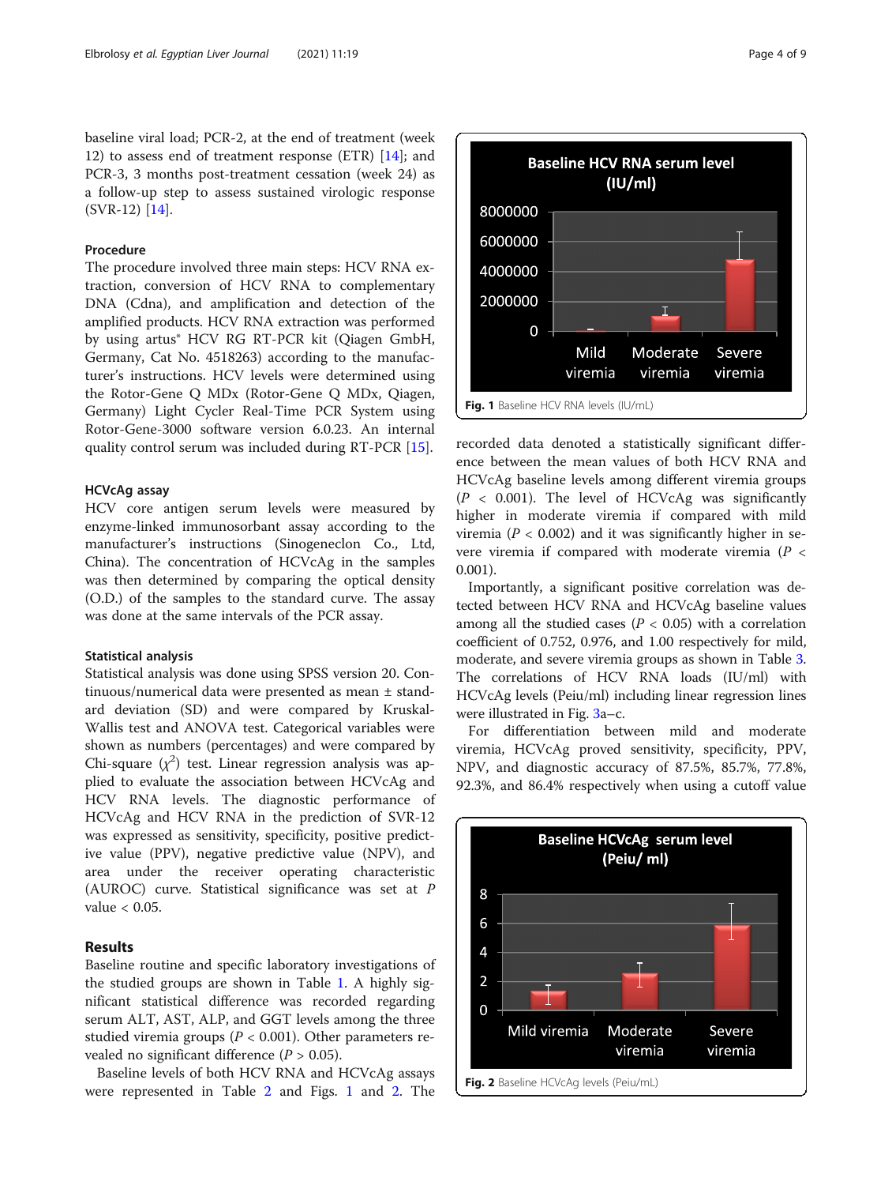baseline viral load; PCR-2, at the end of treatment (week 12) to assess end of treatment response (ETR) [14]; and PCR-3, 3 months post-treatment cessation (week 24) as a follow-up step to assess sustained virologic response (SVR-12) [14].

### Procedure

The procedure involved three main steps: HCV RNA extraction, conversion of HCV RNA to complementary DNA (Cdna), and amplification and detection of the amplified products. HCV RNA extraction was performed by using artus® HCV RG RT-PCR kit (Qiagen GmbH, Germany, Cat No. 4518263) according to the manufacturer's instructions. HCV levels were determined using the Rotor-Gene Q MDx (Rotor-Gene Q MDx, Qiagen, Germany) Light Cycler Real-Time PCR System using Rotor-Gene-3000 software version 6.0.23. An internal quality control serum was included during RT-PCR [15].

### HCVcAg assay

HCV core antigen serum levels were measured by enzyme-linked immunosorbant assay according to the manufacturer's instructions (Sinogeneclon Co., Ltd, China). The concentration of HCVcAg in the samples was then determined by comparing the optical density (O.D.) of the samples to the standard curve. The assay was done at the same intervals of the PCR assay.

### Statistical analysis

Statistical analysis was done using SPSS version 20. Continuous/numerical data were presented as mean ± standard deviation (SD) and were compared by Kruskal-Wallis test and ANOVA test. Categorical variables were shown as numbers (percentages) and were compared by Chi-square ($\chi^2$) test. Linear regression analysis was applied to evaluate the association between HCVcAg and HCV RNA levels. The diagnostic performance of HCVcAg and HCV RNA in the prediction of SVR-12 was expressed as sensitivity, specificity, positive predictive value (PPV), negative predictive value (NPV), and area under the receiver operating characteristic (AUROC) curve. Statistical significance was set at $P$ value < 0.05.

## Results

Baseline routine and specific laboratory investigations of the studied groups are shown in Table 1. A highly significant statistical difference was recorded regarding serum ALT, AST, ALP, and GGT levels among the three studied viremia groups ($P < 0.001$). Other parameters revealed no significant difference ($P > 0.05$).

Baseline levels of both HCV RNA and HCVcAg assays were represented in Table 2 and Figs. 1 and 2. The recorded data denoted a statistically significant difference between the mean values of both HCV RNA and HCVcAg baseline levels among different viremia groups ($P < 0.001$). The level of HCVcAg was significantly higher in moderate viremia if compared with mild viremia ($P < 0.002$) and it was significantly higher in severe viremia if compared with moderate viremia ($P < 0.001$).

Importantly, a significant positive correlation was detected between HCV RNA and HCVcAg baseline values among all the studied cases ($P < 0.05$) with a correlation coefficient of 0.752, 0.976, and 1.00 respectively for mild, moderate, and severe viremia groups as shown in Table 3. The correlations of HCV RNA loads (IU/ml) with HCVcAg levels (Peiu/ml) including linear regression lines were illustrated in Fig. 3a–c.

For differentiation between mild and moderate viremia, HCVcAg proved sensitivity, specificity, PPV, NPV, and diagnostic accuracy of 87.5%, 85.7%, 77.8%, 92.3%, and 86.4% respectively when using a cutoff value

**Fig. 1** Baseline HCV RNA levels (IU/mL)

**Fig. 2** Baseline HCVcAg levels (Peiu/mL)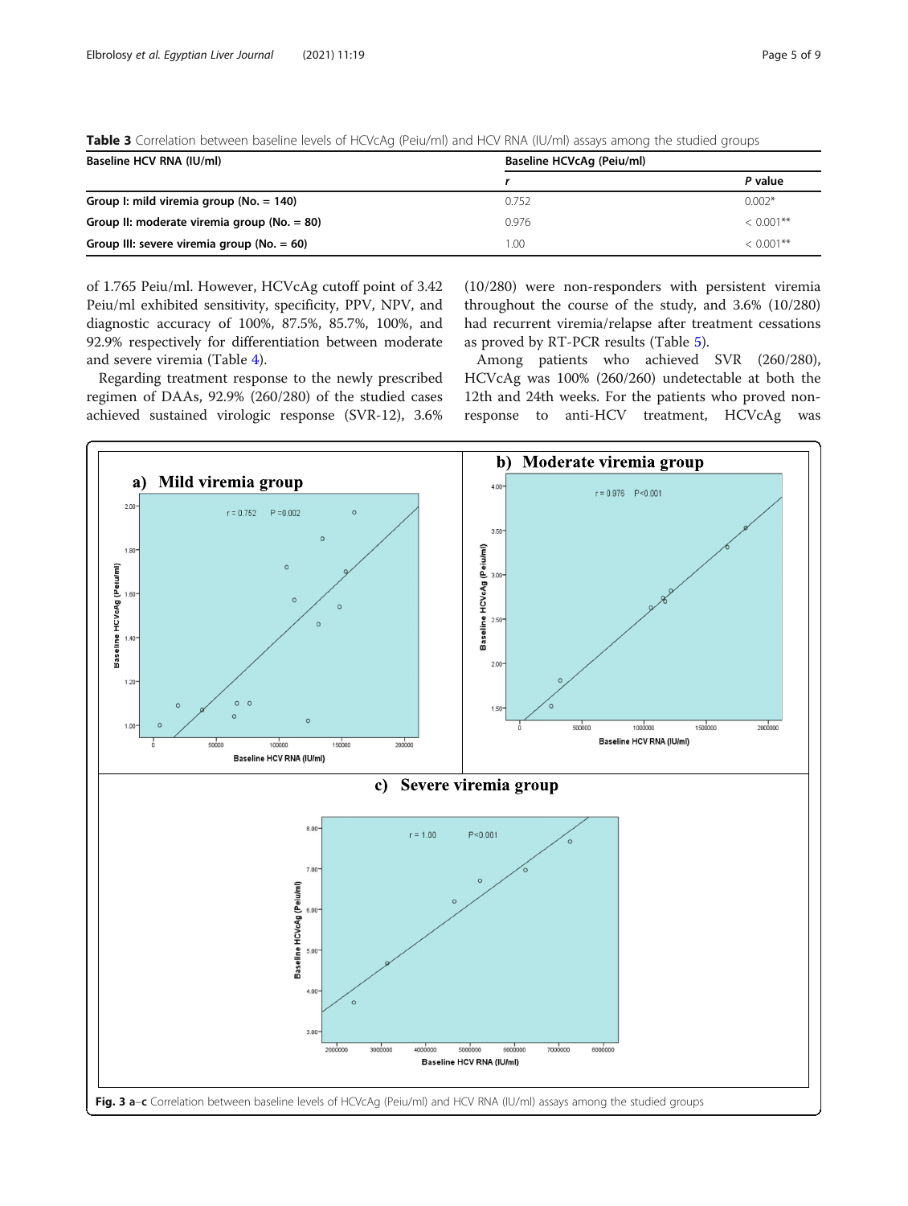**Table 3** Correlation between baseline levels of HCVcAg (Peiu/ml) and HCV RNA (IU/ml) assays among the studied groups

| Baseline HCV RNA (IU/ml) | Baseline HCVcAg (Peiu/ml) | |
|---|---|---|
| | *r* | *P* value |
| **Group I: mild viremia group (No. = 140)** | 0.752 | 0.002* |
| **Group II: moderate viremia group (No. = 80)** | 0.976 | < 0.001** |
| **Group III: severe viremia group (No. = 60)** | 1.00 | < 0.001** |

of 1.765 Peiu/ml. However, HCVcAg cutoff point of 3.42 Peiu/ml exhibited sensitivity, specificity, PPV, NPV, and diagnostic accuracy of 100%, 87.5%, 85.7%, 100%, and 92.9% respectively for differentiation between moderate and severe viremia (Table 4).

Regarding treatment response to the newly prescribed regimen of DAAs, 92.9% (260/280) of the studied cases achieved sustained virologic response (SVR-12), 3.6% (10/280) were non-responders with persistent viremia throughout the course of the study, and 3.6% (10/280) had recurrent viremia/relapse after treatment cessations as proved by RT-PCR results (Table 5).

Among patients who achieved SVR (260/280), HCVcAg was 100% (260/260) undetectable at both the 12th and 24th weeks. For the patients who proved non-response to anti-HCV treatment, HCVcAg was

**Fig. 3 a–c** Correlation between baseline levels of HCVcAg (Peiu/ml) and HCV RNA (IU/ml) assays among the studied groups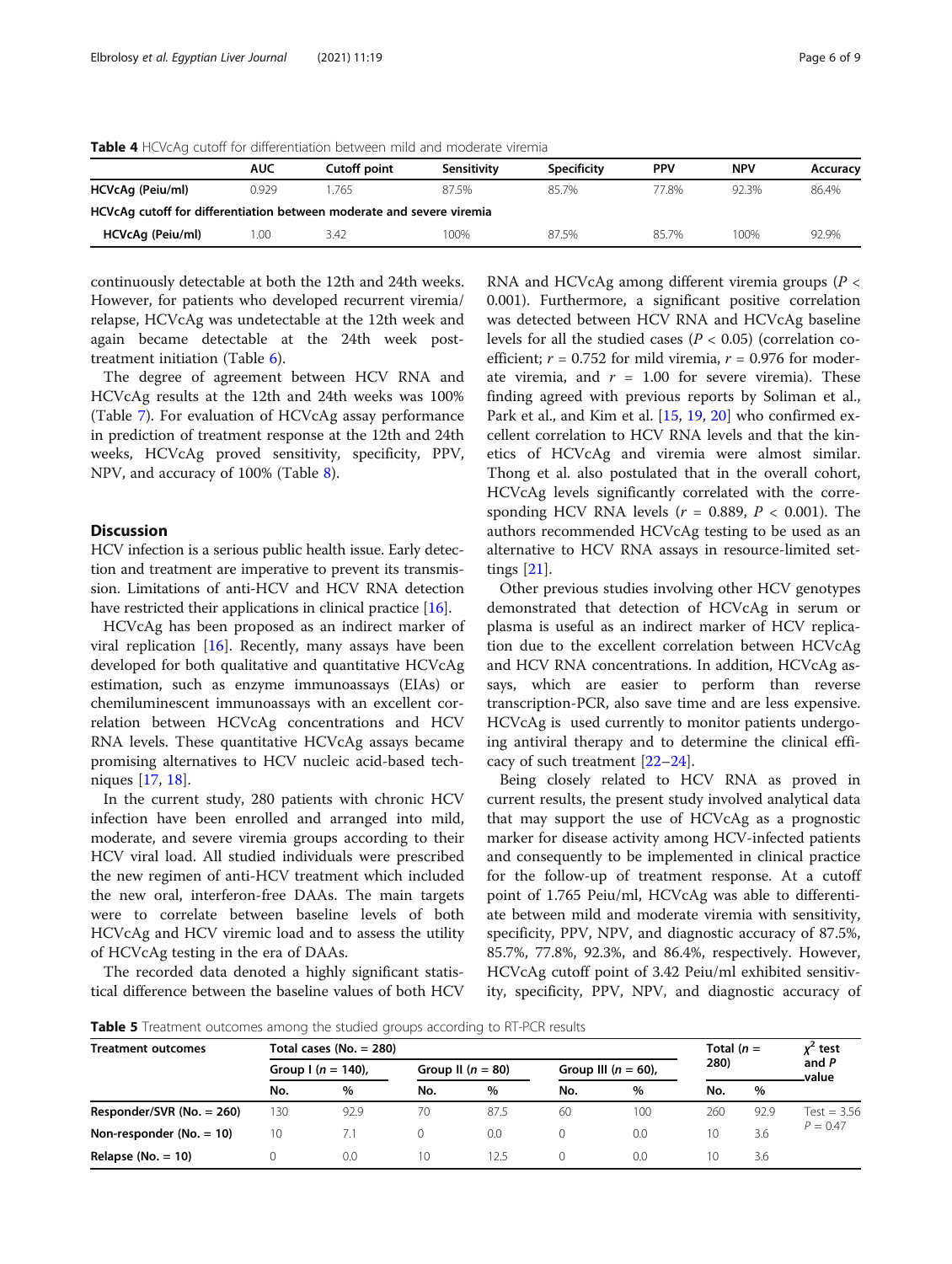**Table 4** HCVcAg cutoff for differentiation between mild and moderate viremia

| | AUC | Cutoff point | Sensitivity | Specificity | PPV | NPV | Accuracy |
|---|---|---|---|---|---|---|---|
| **HCVcAg (Peiu/ml)** | 0.929 | 1.765 | 87.5% | 85.7% | 77.8% | 92.3% | 86.4% |
| **HCVcAg cutoff for differentiation between moderate and severe viremia** | | | | | | | |
| **HCVcAg (Peiu/ml)** | 1.00 | 3.42 | 100% | 87.5% | 85.7% | 100% | 92.9% |

continuously detectable at both the 12th and 24th weeks. However, for patients who developed recurrent viremia/relapse, HCVcAg was undetectable at the 12th week and again became detectable at the 24th week post-treatment initiation (Table 6).

The degree of agreement between HCV RNA and HCVcAg results at the 12th and 24th weeks was 100% (Table 7). For evaluation of HCVcAg assay performance in prediction of treatment response at the 12th and 24th weeks, HCVcAg proved sensitivity, specificity, PPV, NPV, and accuracy of 100% (Table 8).

## Discussion

HCV infection is a serious public health issue. Early detection and treatment are imperative to prevent its transmission. Limitations of anti-HCV and HCV RNA detection have restricted their applications in clinical practice [16].

HCVcAg has been proposed as an indirect marker of viral replication [16]. Recently, many assays have been developed for both qualitative and quantitative HCVcAg estimation, such as enzyme immunoassays (EIAs) or chemiluminescent immunoassays with an excellent correlation between HCVcAg concentrations and HCV RNA levels. These quantitative HCVcAg assays became promising alternatives to HCV nucleic acid-based techniques [17, 18].

In the current study, 280 patients with chronic HCV infection have been enrolled and arranged into mild, moderate, and severe viremia groups according to their HCV viral load. All studied individuals were prescribed the new regimen of anti-HCV treatment which included the new oral, interferon-free DAAs. The main targets were to correlate between baseline levels of both HCVcAg and HCV viremic load and to assess the utility of HCVcAg testing in the era of DAAs.

The recorded data denoted a highly significant statistical difference between the baseline values of both HCV RNA and HCVcAg among different viremia groups ($P < 0.001$). Furthermore, a significant positive correlation was detected between HCV RNA and HCVcAg baseline levels for all the studied cases ($P < 0.05$) (correlation coefficient; $r = 0.752$ for mild viremia, $r = 0.976$ for moderate viremia, and $r = 1.00$ for severe viremia). These finding agreed with previous reports by Soliman et al., Park et al., and Kim et al. [15, 19, 20] who confirmed excellent correlation to HCV RNA levels and that the kinetics of HCVcAg and viremia were almost similar. Thong et al. also postulated that in the overall cohort, HCVcAg levels significantly correlated with the corresponding HCV RNA levels ($r = 0.889$, $P < 0.001$). The authors recommended HCVcAg testing to be used as an alternative to HCV RNA assays in resource-limited settings [21].

Other previous studies involving other HCV genotypes demonstrated that detection of HCVcAg in serum or plasma is useful as an indirect marker of HCV replication due to the excellent correlation between HCVcAg and HCV RNA concentrations. In addition, HCVcAg assays, which are easier to perform than reverse transcription-PCR, also save time and are less expensive. HCVcAg is used currently to monitor patients undergoing antiviral therapy and to determine the clinical efficacy of such treatment [22–24].

Being closely related to HCV RNA as proved in current results, the present study involved analytical data that may support the use of HCVcAg as a prognostic marker for disease activity among HCV-infected patients and consequently to be implemented in clinical practice for the follow-up of treatment response. At a cutoff point of 1.765 Peiu/ml, HCVcAg was able to differentiate between mild and moderate viremia with sensitivity, specificity, PPV, NPV, and diagnostic accuracy of 87.5%, 85.7%, 77.8%, 92.3%, and 86.4%, respectively. However, HCVcAg cutoff point of 3.42 Peiu/ml exhibited sensitivity, specificity, PPV, NPV, and diagnostic accuracy of

**Table 5** Treatment outcomes among the studied groups according to RT-PCR results

| Treatment outcomes | Total cases (No. = 280) | | | | | | Total (n = 280) | | $\chi^2$ test and P value |
|---|---|---|---|---|---|---|---|---|---|
| | Group I (n = 140), | | Group II (n = 80) | | Group III (n = 60), | | | | |
| | No. | % | No. | % | No. | % | No. | % | |
| **Responder/SVR (No. = 260)** | 130 | 92.9 | 70 | 87.5 | 60 | 100 | 260 | 92.9 | Test = 3.56 $P = 0.47$ |
| **Non-responder (No. = 10)** | 10 | 7.1 | 0 | 0.0 | 0 | 0.0 | 10 | 3.6 | |
| **Relapse (No. = 10)** | 0 | 0.0 | 10 | 12.5 | 0 | 0.0 | 10 | 3.6 | |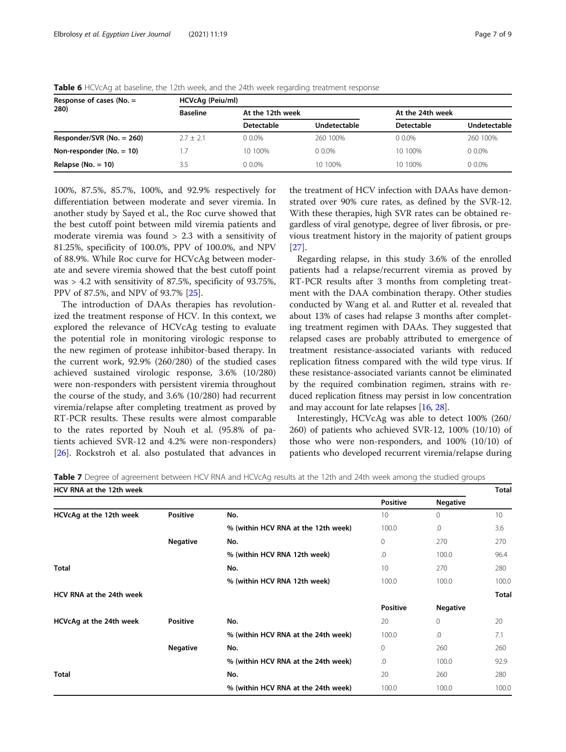**Table 6** HCVcAg at baseline, the 12th week, and the 24th week regarding treatment response

| Response of cases (No. = 280) | HCVcAg (Peiu/ml) | | | | |
|---|---|---|---|---|---|
| | Baseline | At the 12th week | | At the 24th week | |
| | | Detectable | Undetectable | Detectable | Undetectable |
| **Responder/SVR (No. = 260)** | 2.7 ± 2.1 | 0 0.0% | 260 100% | 0 0.0% | 260 100% |
| **Non-responder (No. = 10)** | 1.7 | 10 100% | 0 0.0% | 10 100% | 0 0.0% |
| **Relapse (No. = 10)** | 3.5 | 0 0.0% | 10 100% | 10 100% | 0 0.0% |

100%, 87.5%, 85.7%, 100%, and 92.9% respectively for differentiation between moderate and sever viremia. In another study by Sayed et al., the Roc curve showed that the best cutoff point between mild viremia patients and moderate viremia was found > 2.3 with a sensitivity of 81.25%, specificity of 100.0%, PPV of 100.0%, and NPV of 88.9%. While Roc curve for HCVcAg between moderate and severe viremia showed that the best cutoff point was > 4.2 with sensitivity of 87.5%, specificity of 93.75%, PPV of 87.5%, and NPV of 93.7% [25].

The introduction of DAAs therapies has revolutionized the treatment response of HCV. In this context, we explored the relevance of HCVcAg testing to evaluate the potential role in monitoring virologic response to the new regimen of protease inhibitor-based therapy. In the current work, 92.9% (260/280) of the studied cases achieved sustained virologic response, 3.6% (10/280) were non-responders with persistent viremia throughout the course of the study, and 3.6% (10/280) had recurrent viremia/relapse after completing treatment as proved by RT-PCR results. These results were almost comparable to the rates reported by Nouh et al. (95.8% of patients achieved SVR-12 and 4.2% were non-responders) [26]. Rockstroh et al. also postulated that advances in the treatment of HCV infection with DAAs have demonstrated over 90% cure rates, as defined by the SVR-12. With these therapies, high SVR rates can be obtained regardless of viral genotype, degree of liver fibrosis, or previous treatment history in the majority of patient groups [27].

Regarding relapse, in this study 3.6% of the enrolled patients had a relapse/recurrent viremia as proved by RT-PCR results after 3 months from completing treatment with the DAA combination therapy. Other studies conducted by Wang et al. and Rutter et al. revealed that about 13% of cases had relapse 3 months after completing treatment regimen with DAAs. They suggested that relapsed cases are probably attributed to emergence of treatment resistance-associated variants with reduced replication fitness compared with the wild type virus. If these resistance-associated variants cannot be eliminated by the required combination regimen, strains with reduced replication fitness may persist in low concentration and may account for late relapses [16, 28].

Interestingly, HCVcAg was able to detect 100% (260/260) of patients who achieved SVR-12, 100% (10/10) of those who were non-responders, and 100% (10/10) of patients who developed recurrent viremia/relapse during

**Table 7** Degree of agreement between HCV RNA and HCVcAg results at the 12th and 24th week among the studied groups

| HCV RNA at the 12th week | | | | | Total |
|---|---|---|---|---|---|
| | | | Positive | Negative | |
| HCVcAg at the 12th week | Positive | No. | 10 | 0 | 10 |
| | | % (within HCV RNA at the 12th week) | 100.0 | .0 | 3.6 |
| | Negative | No. | 0 | 270 | 270 |
| | | % (within HCV RNA 12th week) | .0 | 100.0 | 96.4 |
| Total | | No. | 10 | 270 | 280 |
| | | % (within HCV RNA 12th week) | 100.0 | 100.0 | 100.0 |
| **HCV RNA at the 24th week** | | | | | **Total** |
| | | | Positive | Negative | |
| HCVcAg at the 24th week | Positive | No. | 20 | 0 | 20 |
| | | % (within HCV RNA at the 24th week) | 100.0 | .0 | 7.1 |
| | Negative | No. | 0 | 260 | 260 |
| | | % (within HCV RNA at the 24th week) | .0 | 100.0 | 92.9 |
| Total | | No. | 20 | 260 | 280 |
| | | % (within HCV RNA at the 24th week) | 100.0 | 100.0 | 100.0 |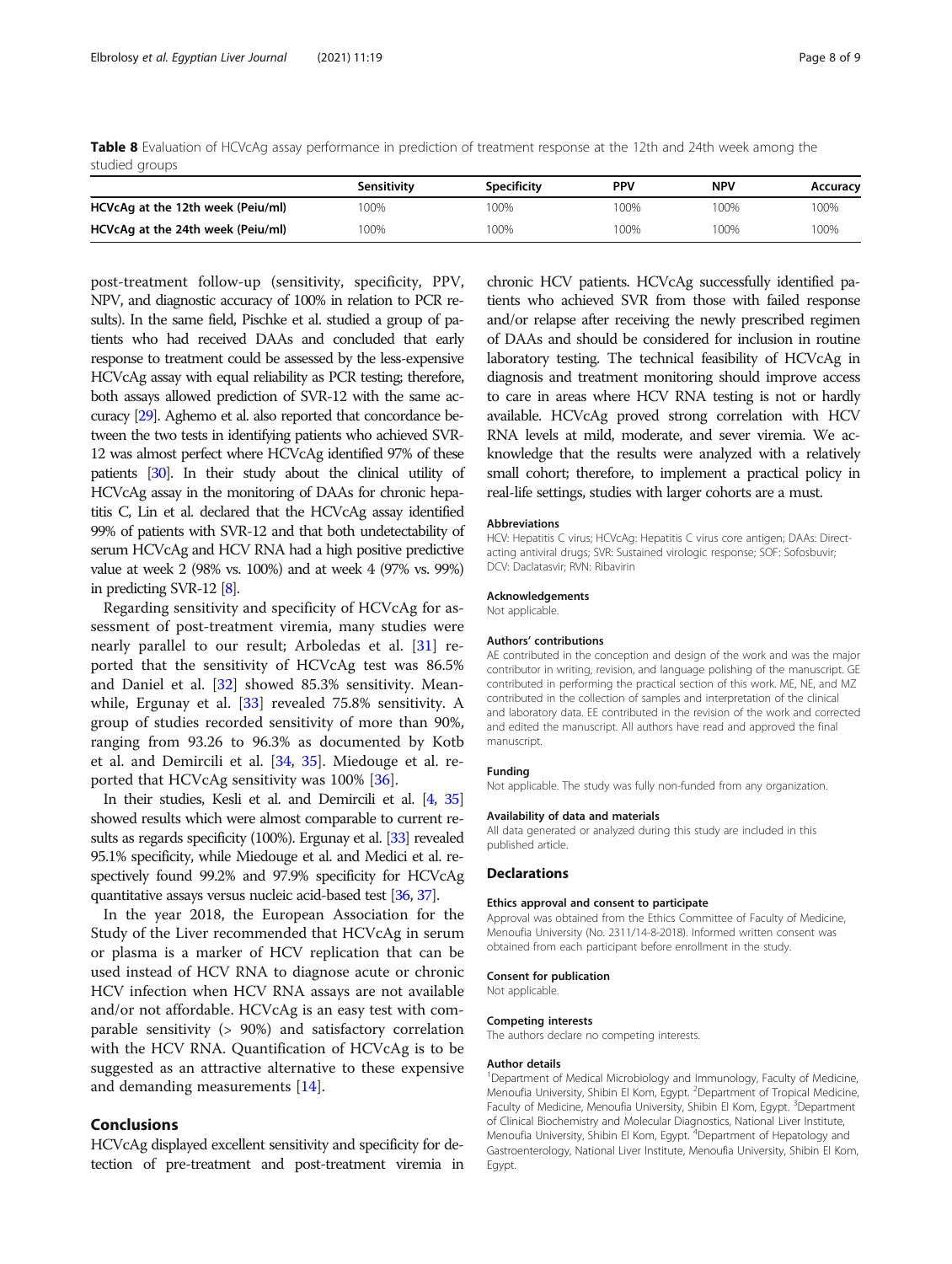**Table 8** Evaluation of HCVcAg assay performance in prediction of treatment response at the 12th and 24th week among the studied groups

| | Sensitivity | Specificity | PPV | NPV | Accuracy |
|---|---|---|---|---|---|
| HCVcAg at the 12th week (Peiu/ml) | 100% | 100% | 100% | 100% | 100% |
| HCVcAg at the 24th week (Peiu/ml) | 100% | 100% | 100% | 100% | 100% |

post-treatment follow-up (sensitivity, specificity, PPV, NPV, and diagnostic accuracy of 100% in relation to PCR results). In the same field, Pischke et al. studied a group of patients who had received DAAs and concluded that early response to treatment could be assessed by the less-expensive HCVcAg assay with equal reliability as PCR testing; therefore, both assays allowed prediction of SVR-12 with the same accuracy [29]. Aghemo et al. also reported that concordance between the two tests in identifying patients who achieved SVR-12 was almost perfect where HCVcAg identified 97% of these patients [30]. In their study about the clinical utility of HCVcAg assay in the monitoring of DAAs for chronic hepatitis C, Lin et al. declared that the HCVcAg assay identified 99% of patients with SVR-12 and that both undetectability of serum HCVcAg and HCV RNA had a high positive predictive value at week 2 (98% vs. 100%) and at week 4 (97% vs. 99%) in predicting SVR-12 [8].

Regarding sensitivity and specificity of HCVcAg for assessment of post-treatment viremia, many studies were nearly parallel to our result; Arboledas et al. [31] reported that the sensitivity of HCVcAg test was 86.5% and Daniel et al. [32] showed 85.3% sensitivity. Meanwhile, Ergunay et al. [33] revealed 75.8% sensitivity. A group of studies recorded sensitivity of more than 90%, ranging from 93.26 to 96.3% as documented by Kotb et al. and Demircili et al. [34, 35]. Miedouge et al. reported that HCVcAg sensitivity was 100% [36].

In their studies, Kesli et al. and Demircili et al. [4, 35] showed results which were almost comparable to current results as regards specificity (100%). Ergunay et al. [33] revealed 95.1% specificity, while Miedouge et al. and Medici et al. respectively found 99.2% and 97.9% specificity for HCVcAg quantitative assays versus nucleic acid-based test [36, 37].

In the year 2018, the European Association for the Study of the Liver recommended that HCVcAg in serum or plasma is a marker of HCV replication that can be used instead of HCV RNA to diagnose acute or chronic HCV infection when HCV RNA assays are not available and/or not affordable. HCVcAg is an easy test with comparable sensitivity (> 90%) and satisfactory correlation with the HCV RNA. Quantification of HCVcAg is to be suggested as an attractive alternative to these expensive and demanding measurements [14].

## Conclusions

HCVcAg displayed excellent sensitivity and specificity for detection of pre-treatment and post-treatment viremia in chronic HCV patients. HCVcAg successfully identified patients who achieved SVR from those with failed response and/or relapse after receiving the newly prescribed regimen of DAAs and should be considered for inclusion in routine laboratory testing. The technical feasibility of HCVcAg in diagnosis and treatment monitoring should improve access to care in areas where HCV RNA testing is not or hardly available. HCVcAg proved strong correlation with HCV RNA levels at mild, moderate, and sever viremia. We acknowledge that the results were analyzed with a relatively small cohort; therefore, to implement a practical policy in real-life settings, studies with larger cohorts are a must.

#### Abbreviations

HCV: Hepatitis C virus; HCVcAg: Hepatitis C virus core antigen; DAAs: Direct-acting antiviral drugs; SVR: Sustained virologic response; SOF: Sofosbuvir; DCV: Daclatasvir; RVN: Ribavirin

#### Acknowledgements

Not applicable.

#### Authors' contributions

AE contributed in the conception and design of the work and was the major contributor in writing, revision, and language polishing of the manuscript. GE contributed in performing the practical section of this work. ME, NE, and MZ contributed in the collection of samples and interpretation of the clinical and laboratory data. EE contributed in the revision of the work and corrected and edited the manuscript. All authors have read and approved the final manuscript.

#### Funding

Not applicable. The study was fully non-funded from any organization.

#### Availability of data and materials

All data generated or analyzed during this study are included in this published article.

### Declarations

#### Ethics approval and consent to participate

Approval was obtained from the Ethics Committee of Faculty of Medicine, Menoufia University (No. 2311/14-8-2018). Informed written consent was obtained from each participant before enrollment in the study.

#### Consent for publication

Not applicable.

#### Competing interests

The authors declare no competing interests.

#### Author details

[1]Department of Medical Microbiology and Immunology, Faculty of Medicine, Menoufia University, Shibin El Kom, Egypt. [2]Department of Tropical Medicine, Faculty of Medicine, Menoufia University, Shibin El Kom, Egypt. [3]Department of Clinical Biochemistry and Molecular Diagnostics, National Liver Institute, Menoufia University, Shibin El Kom, Egypt. [4]Department of Hepatology and Gastroenterology, National Liver Institute, Menoufia University, Shibin El Kom, Egypt.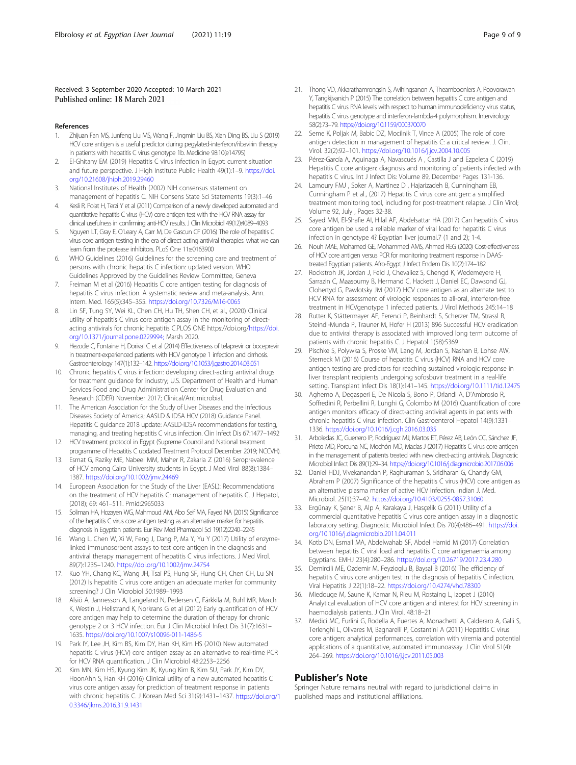Received: 3 September 2020 Accepted: 10 March 2021
Published online: 18 March 2021

## References

1. Zhijuan Fan MS, Junfeng Liu MS, Wang F, Jingmin Liu BS, Xian Ding BS, Liu S (2019) HCV core antigen is a useful predictor during pegylated-interferon/ribavirin therapy in patients with hepatitis C virus genotype 1b. Medicine 98:10(e14795)
2. El-Ghitany EM (2019) Hepatitis C virus infection in Egypt: current situation and future perspective. J High Institute Public Health 49(1):1–9. https://doi.org/10.21608/jhiph.2019.29460
3. National Institutes of Health (2002) NIH consensus statement on management of hepatitis C. NIH Consens State Sci Statements 19(3):1–46
4. Kesli R, Polat H, Terzi Y et al (2011) Comparison of a newly developed automated and quantitative hepatitis C virus (HCV) core antigen test with the HCV RNA assay for clinical usefulness in confirming anti-HCV results. J Clin Microbiol 49(12):4089–4093
5. Nguyen LT, Gray E, O'Leary A, Carr M, De Gascun CF (2016) The role of hepatitis C virus core antigen testing in the era of direct acting antiviral therapies: what we can learn from the protease inhibitors. PLoS One 11:e0163900
6. WHO Guidelines (2016) Guidelines for the screening care and treatment of persons with chronic hepatitis C infection: updated version. WHO Guidelines Approved by the Guidelines Review Committee, Geneva
7. Freiman M et al (2016) Hepatitis C core antigen testing for diagnosis of hepatitis C virus infection. A systematic review and meta-analysis. Ann. Intern. Med. 165(5):345–355. https://doi.org/10.7326/M16-0065
8. Lin SF, Tung SY, Wei KL, Chen CH, Hu TH, Shen CH, et al., (2020) Clinical utility of hepatitis C virus core antigen assay in the monitoring of direct-acting antivirals for chronic hepatitis C.PLOS ONE https://doi.org/https://doi.org/10.1371/journal.pone.0229994; Marsh 2020.
9. Hezode C, Fontaine H, Dorival C et al (2014) Effectiveness of telaprevir or boceprevir in treatment-experienced patients with HCV genotype 1 infection and cirrhosis. Gastroenterology 147(1):132–142. https://doi.org/10.1053/j.gastro.2014.03.051
10. Chronic hepatitis C virus infection: developing direct-acting antiviral drugs for treatment guidance for industry; U.S. Department of Health and Human Services Food and Drug Administration Center for Drug Evaluation and Research (CDER) November 2017; Clinical/Antimicrobial.
11. The American Association for the Study of Liver Diseases and the Infectious Diseases Society of America; AASLD & IDSA HCV (2018) Guidance Panel. Hepatitis C guidance 2018 update: AASLD-IDSA recommendations for testing, managing, and treating hepatitis C virus infection. Clin Infect Dis 67:1477–1492
12. HCV treatment protocol in Egypt (Supreme Council and National treatment programme of Hepatitis C updated Treatment Protocol December 2019; NCCVH).
13. Esmat G, Raziky ME, Nabeel MM, Maher R, Zakaria Z (2016) Seroprevalence of HCV among Cairo University students in Egypt. J Med Virol 88(8):1384–1387. https://doi.org/10.1002/jmv.24469
14. European Association for the Study of the Liver (EASL): Recommendations on the treatment of HCV hepatitis C: management of hepatitis C. J Hepatol, (2018); 69: 461–511. Pmid:2965033
15. Soliman HA, Hozayen WG, Mahmoud AM, Abo Seif MA, Fayed NA (2015) Significance of the hepatitis C virus core antigen testing as an alternative marker for hepatitis diagnosis in Egyptian patients. Eur Rev Med Pharmacol Sci 19(12):2240–2245
16. Wang L, Chen W, Xi W, Feng J, Dang P, Ma Y, Yu Y (2017) Utility of enzyme-linked immunosorbent assays to test core antigen in the diagnosis and antiviral therapy management of hepatitis C virus infections. J Med Virol. 89(7):1235–1240. https://doi.org/10.1002/jmv.24754
17. Kuo YH, Chang KC, Wang JH, Tsai PS, Hung SF, Hung CH, Chen CH, Lu SN (2012) Is hepatitis C virus core antigen an adequate marker for community screening? J Clin Microbiol 50:1989–1993
18. Alsiö A, Jannesson A, Langeland N, Pedersen C, Färkkilä M, Buhl MR, Mørch K, Westin J, Hellstrand K, Norkrans G et al (2012) Early quantification of HCV core antigen may help to determine the duration of therapy for chronic genotype 2 or 3 HCV infection. Eur J Clin Microbiol Infect Dis 31(7):1631–1635. https://doi.org/10.1007/s10096-011-1486-5
19. Park IY, Lee JH, Kim BS, Kim DY, Han KH, Kim HS (2010) New automated hepatitis C virus (HCV) core antigen assay as an alternative to real-time PCR for HCV RNA quantification. J Clin Microbiol 48:2253–2256
20. Kim MN, Kim HS, Kyung Kim JK, Kyung Kim B, Kim SU, Park JY, Kim DY, HoonAhn S, Han KH (2016) Clinical utility of a new automated hepatitis C virus core antigen assay for prediction of treatment response in patients with chronic hepatitis C. J Korean Med Sci 31(9):1431–1437. https://doi.org/10.3346/jkms.2016.31.9.1431
21. Thong VD, Akkarathamrongsin S, Avihingsanon A, Theamboonlers A, Poovorawan Y, Tangkijvanich P (2015) The correlation between hepatitis C core antigen and hepatitis C virus RNA levels with respect to human immunodeficiency virus status, hepatitis C virus genotype and interferon-lambda-4 polymorphism. Intervirology 58(2):73–79. https://doi.org/10.1159/000370070
22. Seme K, Poljak M, Babic DZ, Mocilnik T, Vince A (2005) The role of core antigen detection in management of hepatitis C: a critical review. J. Clin. Virol. 32(2):92–101. https://doi.org/10.1016/j.jcv.2004.10.005
23. Pérez-García A, Aguinaga A, Navascués A , Castilla J and Ezpeleta C (2019) Hepatitis C core antigen: diagnosis and monitoring of patients infected with hepatitis C virus. Int J Infect Dis: Volume 89, December Pages 131-136.
24. Lamoury FMJ , Soker A, Martinez D , Hajarizadeh B, Cunningham EB, Cunningham P et al., (2017) Hepatitis C virus core antigen: a simplified treatment monitoring tool, including for post-treatment relapse. J Clin Virol; Volume 92, July , Pages 32-38.
25. Sayed MM, El-Shafie AI, Hilal AF, Abdelsattar HA (2017) Can hepatitis C virus core antigen be used a reliable marker of viral load for hepatitis C virus infection in genotype 4? Egyptian liver journal.7 (1 and 2); 1-4.
26. Nouh MAE, Mohamed GE, Mohammed AMS, Ahmed REG (2020) Cost-effectiveness of HCV core antigen versus PCR for monitoring treatment response in DAAS-treated Egyptian patients. Afro-Egypt J Infect Endem Dis 10(2):174–182
27. Rockstroh JK, Jordan J, Feld J, Chevaliez S, Chengd K, Wedemeyere H, Sarrazin C, Maasoumy B, Hermand C, Hackett J, Daniel EC, Dawsond GJ, Clohertyd G, Pawlotsky JM (2017) HCV core antigen as an alternate test to HCV RNA for assessment of virologic responses to all-oral, interferon-free treatment in HCVgenotype 1 infected patients. J Virol Methods 245:14–18
28. Rutter K, Stättermayer AF, Ferenci P, Beinhardt S, Scherzer TM, Strassl R, Steindl-Munda P, Trauner M, Hofer H (2013) 896 Successful HCV eradication due to antiviral therapy is associated with improved long term outcome of patients with chronic hepatitis C. J Hepatol 1(58):S369
29. Pischke S, Polywka S, Proske VM, Lang M, Jordan S, Nashan B, Lohse AW, Sterneck M (2016) Course of hepatitis C virus (HCV) RNA and HCV core antigen testing are predictors for reaching sustained virologic response in liver transplant recipients undergoing sofosbuvir treatment in a real-life setting. Transplant Infect Dis 18(1):141–145. https://doi.org/10.1111/tid.12475
30. Aghemo A, Degasperi E, De Nicola S, Bono P, Orlandi A, D'Ambrosio R, Soffredini R, Perbellini R, Lunghi G, Colombo M (2016) Quantification of core antigen monitors efficacy of direct-acting antiviral agents in patients with chronic hepatitis C virus infection. Clin Gastroenterol Hepatol 14(9):1331–1336. https://doi.org/10.1016/j.cgh.2016.03.035
31. Arboledas JC, Guerrero IP, Rodríguez MJ, Martos ET, Pérez AB, León CC, Sánchez JF, Prieto MD, Porcuna NC, Mochón MD, Macías J (2017) Hepatitis C virus core antigen in the management of patients treated with new direct-acting antivirals. Diagnostic Microbiol Infect Dis 89(1):29–34. https://doi.org/10.1016/j.diagmicrobio.2017.06.006
32. Daniel HDJ, Vivekanandan P, Raghuraman S, Sridharan G, Chandy GM, Abraham P (2007) Significance of the hepatitis C virus (HCV) core antigen as an alternative plasma marker of active HCV infection. Indian J. Med. Microbiol. 25(1):37–42. https://doi.org/10.4103/0255-0857.31060
33. Ergünay K, Şener B, Alp A, Karakaya J, Hasçelik G (2011) Utility of a commercial quantitative hepatitis C virus core antigen assay in a diagnostic laboratory setting. Diagnostic Microbiol Infect Dis 70(4):486–491. https://doi.org/10.1016/j.diagmicrobio.2011.04.011
34. Kotb DN, Esmail MA, Abdelwahab SF, Abdel Hamid M (2017) Correlation between hepatitis C viral load and hepatitis C core antigenaemia among Egyptians. EMHJ 23(4):280–286. https://doi.org/10.26719/2017.23.4.280
35. Demircili ME, Ozdemir M, Feyzioglu B, Baysal B (2016) The efficiency of hepatitis C virus core antigen test in the diagnosis of hepatitis C infection. Viral Hepatitis J 22(1):18–22. https://doi.org/10.4274/vhd.78300
36. Miedouge M, Saune K, Kamar N, Rieu M, Rostaing L, Izopet J (2010) Analytical evaluation of HCV core antigen and interest for HCV screening in haemodialysis patients. J Clin Virol. 48:18–21
37. Medici MC, Furlini G, Rodella A, Fuertes A, Monachetti A, Calderaro A, Galli S, Terlenghi L, Olivares M, Bagnarelli P, Costantini A (2011) Hepatitis C virus core antigen: analytical performances, correlation with viremia and potential applications of a quantitative, automated immunoassay. J Clin Virol 51(4): 264–269. https://doi.org/10.1016/j.jcv.2011.05.003

## Publisher's Note

Springer Nature remains neutral with regard to jurisdictional claims in published maps and institutional affiliations.